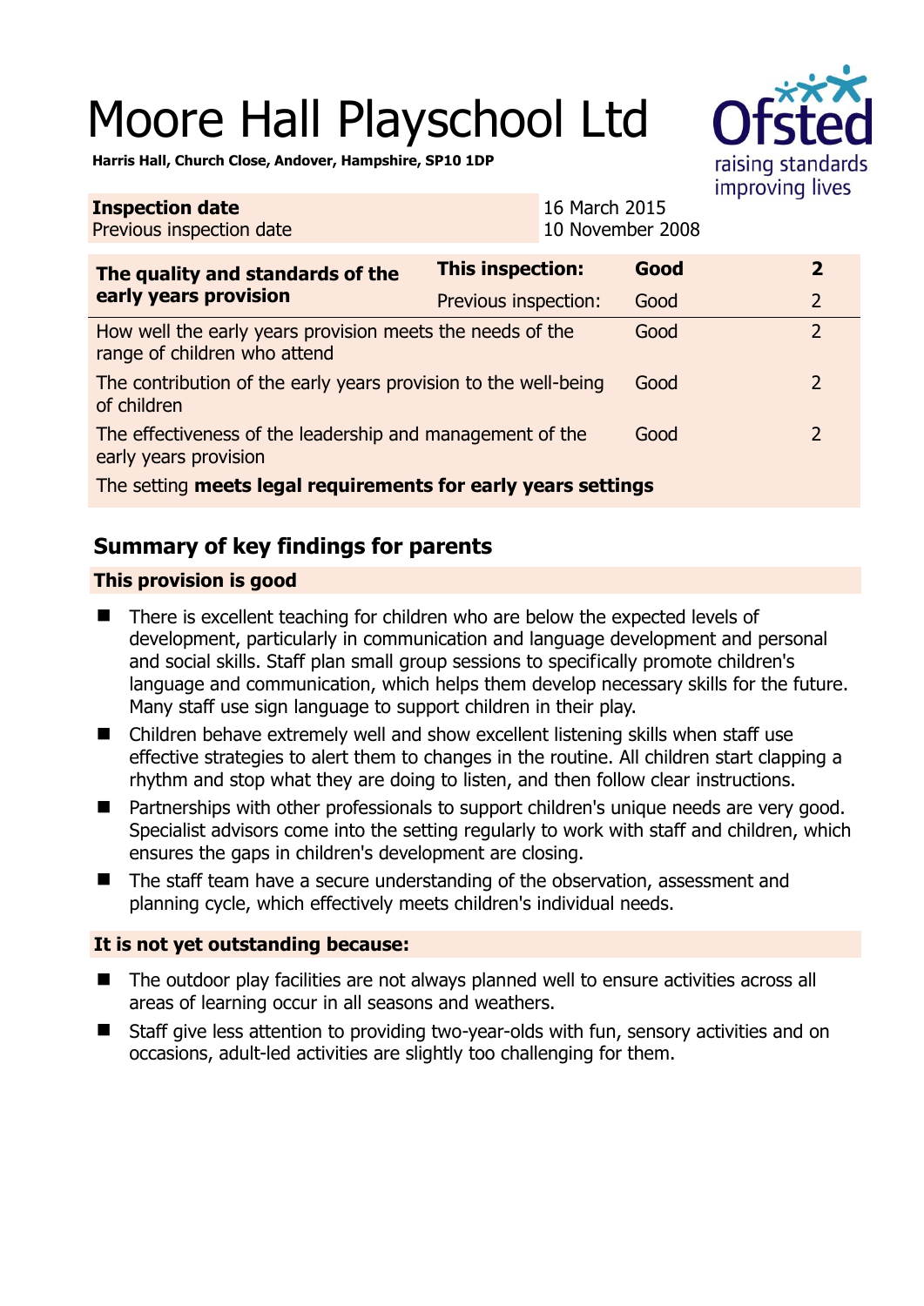# Moore Hall Playschool Ltd

**Harris Hall, Church Close, Andover, Hampshire, SP10 1DP**

| **Inspection date** | 16 March 2015 |
|---|---|
| Previous inspection date | 10 November 2008 |

| **The quality and standards of the early years provision** | **This inspection:** | **Good** | **2** |
|---|---|---|---|
| | Previous inspection: | Good | 2 |
| How well the early years provision meets the needs of the range of children who attend | | Good | 2 |
| The contribution of the early years provision to the well-being of children | | Good | 2 |
| The effectiveness of the leadership and management of the early years provision | | Good | 2 |
| The setting **meets legal requirements for early years settings** | | | |

## Summary of key findings for parents

### This provision is good

- There is excellent teaching for children who are below the expected levels of development, particularly in communication and language development and personal and social skills. Staff plan small group sessions to specifically promote children's language and communication, which helps them develop necessary skills for the future. Many staff use sign language to support children in their play.
- Children behave extremely well and show excellent listening skills when staff use effective strategies to alert them to changes in the routine. All children start clapping a rhythm and stop what they are doing to listen, and then follow clear instructions.
- Partnerships with other professionals to support children's unique needs are very good. Specialist advisors come into the setting regularly to work with staff and children, which ensures the gaps in children's development are closing.
- The staff team have a secure understanding of the observation, assessment and planning cycle, which effectively meets children's individual needs.

### It is not yet outstanding because:

- The outdoor play facilities are not always planned well to ensure activities across all areas of learning occur in all seasons and weathers.
- Staff give less attention to providing two-year-olds with fun, sensory activities and on occasions, adult-led activities are slightly too challenging for them.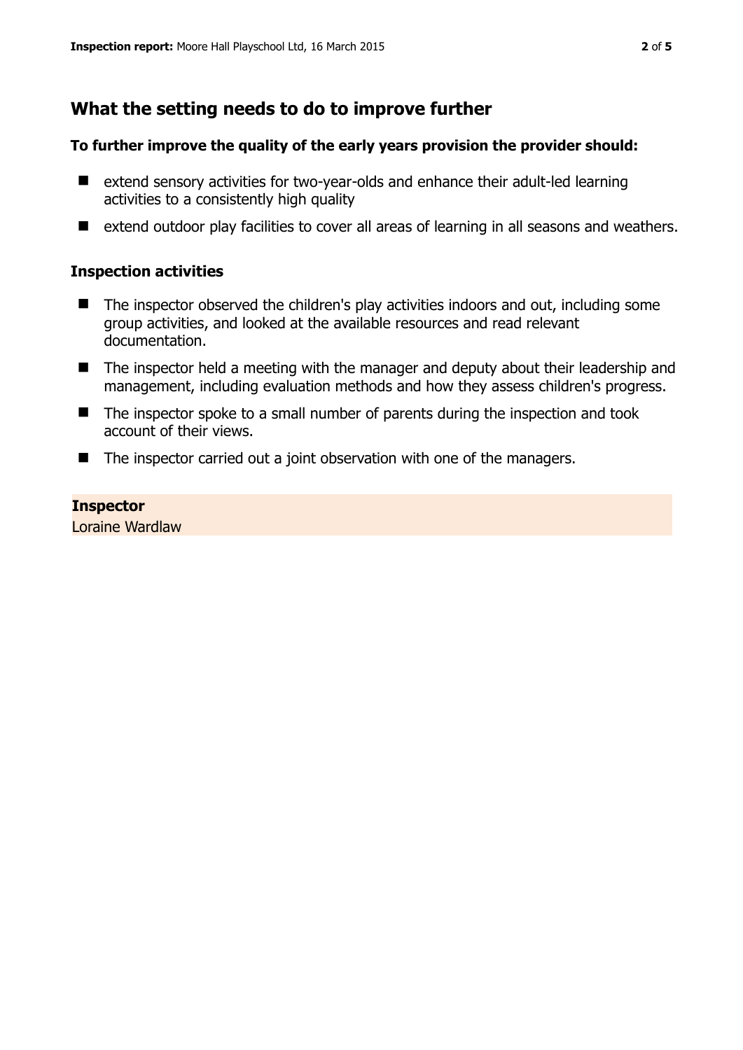## What the setting needs to do to improve further

### To further improve the quality of the early years provision the provider should:

- extend sensory activities for two-year-olds and enhance their adult-led learning activities to a consistently high quality
- extend outdoor play facilities to cover all areas of learning in all seasons and weathers.

### Inspection activities

- The inspector observed the children's play activities indoors and out, including some group activities, and looked at the available resources and read relevant documentation.
- The inspector held a meeting with the manager and deputy about their leadership and management, including evaluation methods and how they assess children's progress.
- The inspector spoke to a small number of parents during the inspection and took account of their views.
- The inspector carried out a joint observation with one of the managers.

**Inspector**
Loraine Wardlaw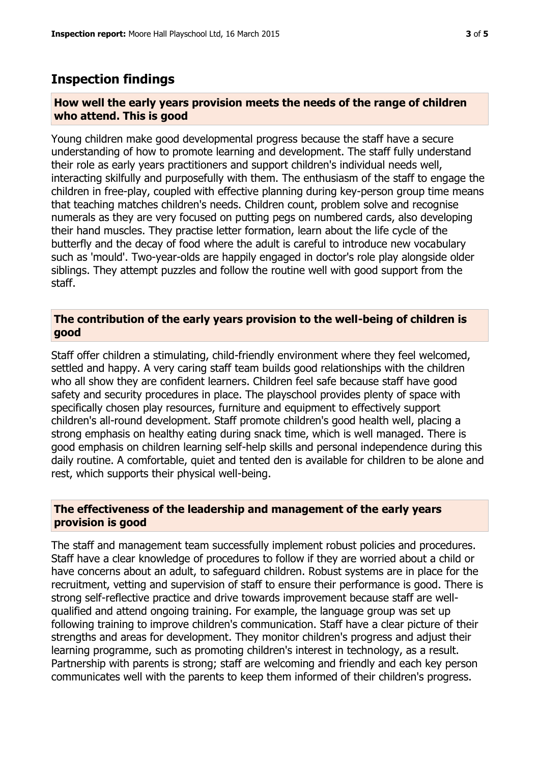## Inspection findings

### How well the early years provision meets the needs of the range of children who attend. This is good

Young children make good developmental progress because the staff have a secure understanding of how to promote learning and development. The staff fully understand their role as early years practitioners and support children's individual needs well, interacting skilfully and purposefully with them. The enthusiasm of the staff to engage the children in free-play, coupled with effective planning during key-person group time means that teaching matches children's needs. Children count, problem solve and recognise numerals as they are very focused on putting pegs on numbered cards, also developing their hand muscles. They practise letter formation, learn about the life cycle of the butterfly and the decay of food where the adult is careful to introduce new vocabulary such as 'mould'. Two-year-olds are happily engaged in doctor's role play alongside older siblings. They attempt puzzles and follow the routine well with good support from the staff.

### The contribution of the early years provision to the well-being of children is good

Staff offer children a stimulating, child-friendly environment where they feel welcomed, settled and happy. A very caring staff team builds good relationships with the children who all show they are confident learners. Children feel safe because staff have good safety and security procedures in place. The playschool provides plenty of space with specifically chosen play resources, furniture and equipment to effectively support children's all-round development. Staff promote children's good health well, placing a strong emphasis on healthy eating during snack time, which is well managed. There is good emphasis on children learning self-help skills and personal independence during this daily routine. A comfortable, quiet and tented den is available for children to be alone and rest, which supports their physical well-being.

### The effectiveness of the leadership and management of the early years provision is good

The staff and management team successfully implement robust policies and procedures. Staff have a clear knowledge of procedures to follow if they are worried about a child or have concerns about an adult, to safeguard children. Robust systems are in place for the recruitment, vetting and supervision of staff to ensure their performance is good. There is strong self-reflective practice and drive towards improvement because staff are well-qualified and attend ongoing training. For example, the language group was set up following training to improve children's communication. Staff have a clear picture of their strengths and areas for development. They monitor children's progress and adjust their learning programme, such as promoting children's interest in technology, as a result. Partnership with parents is strong; staff are welcoming and friendly and each key person communicates well with the parents to keep them informed of their children's progress.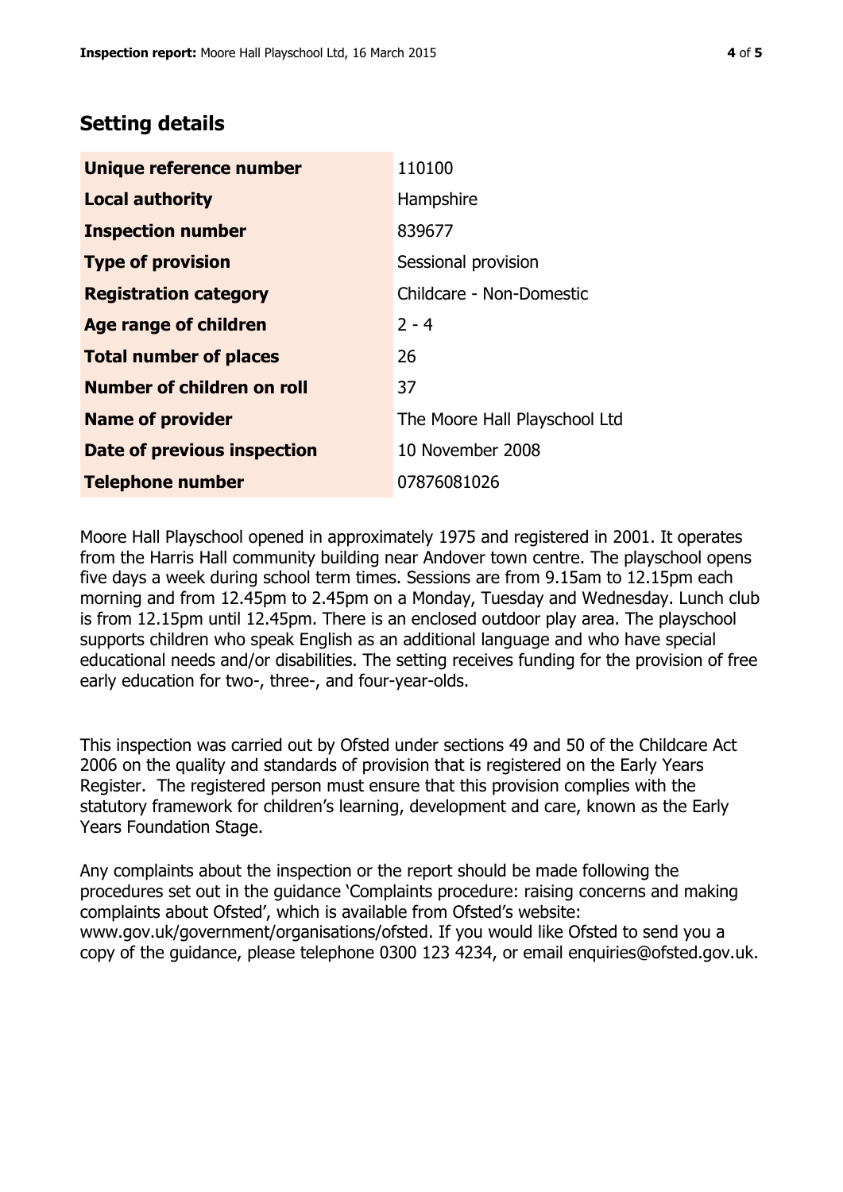## Setting details

| | |
|---|---|
| **Unique reference number** | 110100 |
| **Local authority** | Hampshire |
| **Inspection number** | 839677 |
| **Type of provision** | Sessional provision |
| **Registration category** | Childcare - Non-Domestic |
| **Age range of children** | 2 - 4 |
| **Total number of places** | 26 |
| **Number of children on roll** | 37 |
| **Name of provider** | The Moore Hall Playschool Ltd |
| **Date of previous inspection** | 10 November 2008 |
| **Telephone number** | 07876081026 |

Moore Hall Playschool opened in approximately 1975 and registered in 2001. It operates from the Harris Hall community building near Andover town centre. The playschool opens five days a week during school term times. Sessions are from 9.15am to 12.15pm each morning and from 12.45pm to 2.45pm on a Monday, Tuesday and Wednesday. Lunch club is from 12.15pm until 12.45pm. There is an enclosed outdoor play area. The playschool supports children who speak English as an additional language and who have special educational needs and/or disabilities. The setting receives funding for the provision of free early education for two-, three-, and four-year-olds.

This inspection was carried out by Ofsted under sections 49 and 50 of the Childcare Act 2006 on the quality and standards of provision that is registered on the Early Years Register. The registered person must ensure that this provision complies with the statutory framework for children's learning, development and care, known as the Early Years Foundation Stage.

Any complaints about the inspection or the report should be made following the procedures set out in the guidance 'Complaints procedure: raising concerns and making complaints about Ofsted', which is available from Ofsted's website: www.gov.uk/government/organisations/ofsted. If you would like Ofsted to send you a copy of the guidance, please telephone 0300 123 4234, or email enquiries@ofsted.gov.uk.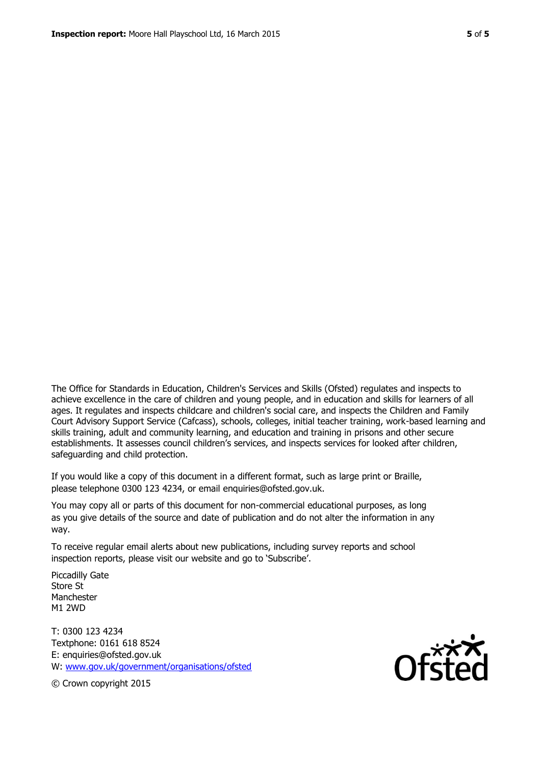The Office for Standards in Education, Children's Services and Skills (Ofsted) regulates and inspects to achieve excellence in the care of children and young people, and in education and skills for learners of all ages. It regulates and inspects childcare and children's social care, and inspects the Children and Family Court Advisory Support Service (Cafcass), schools, colleges, initial teacher training, work-based learning and skills training, adult and community learning, and education and training in prisons and other secure establishments. It assesses council children's services, and inspects services for looked after children, safeguarding and child protection.

If you would like a copy of this document in a different format, such as large print or Braille, please telephone 0300 123 4234, or email enquiries@ofsted.gov.uk.

You may copy all or parts of this document for non-commercial educational purposes, as long as you give details of the source and date of publication and do not alter the information in any way.

To receive regular email alerts about new publications, including survey reports and school inspection reports, please visit our website and go to 'Subscribe'.

Piccadilly Gate
Store St
Manchester
M1 2WD

T: 0300 123 4234
Textphone: 0161 618 8524
E: enquiries@ofsted.gov.uk
W: www.gov.uk/government/organisations/ofsted

© Crown copyright 2015